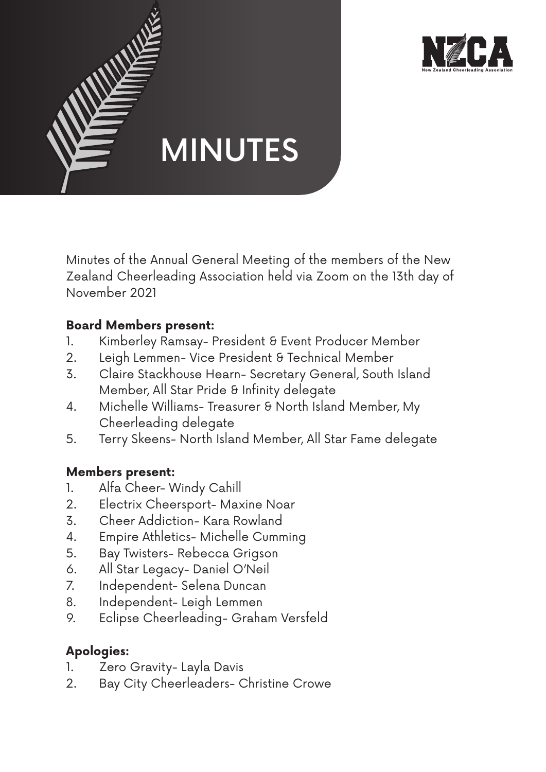# MINUTES

Minutes of the Annual General Meeting of the members of the New Zealand Cheerleading Association held via Zoom on the 13th day of November 2021

**Board Members present:**

1. Kimberley Ramsay- President & Event Producer Member
2. Leigh Lemmen- Vice President & Technical Member
3. Claire Stackhouse Hearn- Secretary General, South Island Member, All Star Pride & Infinity delegate
4. Michelle Williams- Treasurer & North Island Member, My Cheerleading delegate
5. Terry Skeens- North Island Member, All Star Fame delegate

**Members present:**

1. Alfa Cheer- Windy Cahill
2. Electrix Cheersport- Maxine Noar
3. Cheer Addiction- Kara Rowland
4. Empire Athletics- Michelle Cumming
5. Bay Twisters- Rebecca Grigson
6. All Star Legacy- Daniel O'Neil
7. Independent- Selena Duncan
8. Independent- Leigh Lemmen
9. Eclipse Cheerleading- Graham Versfeld

**Apologies:**

1. Zero Gravity- Layla Davis
2. Bay City Cheerleaders- Christine Crowe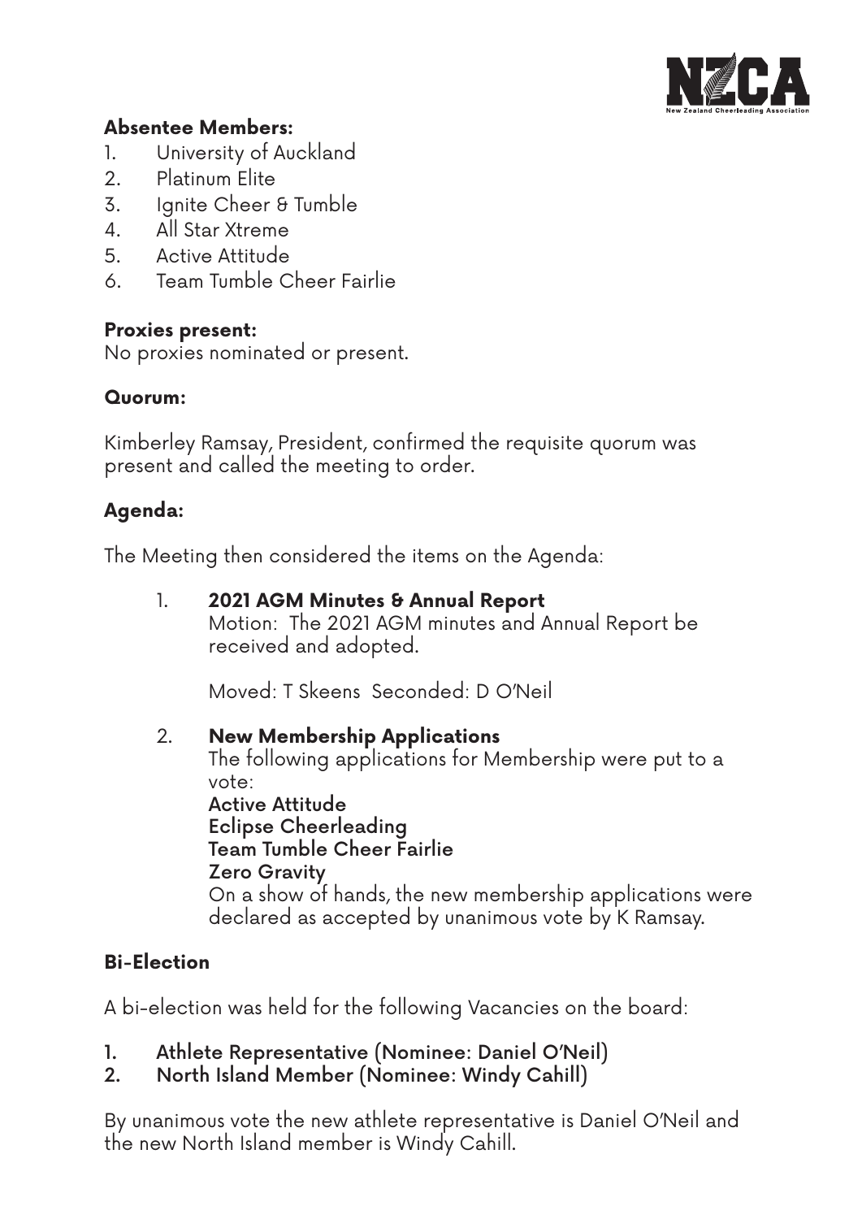**Absentee Members:**

1. University of Auckland
2. Platinum Elite
3. Ignite Cheer & Tumble
4. All Star Xtreme
5. Active Attitude
6. Team Tumble Cheer Fairlie

**Proxies present:**
No proxies nominated or present.

**Quorum:**

Kimberley Ramsay, President, confirmed the requisite quorum was present and called the meeting to order.

**Agenda:**

The Meeting then considered the items on the Agenda:

1. **2021 AGM Minutes & Annual Report**
   Motion: The 2021 AGM minutes and Annual Report be received and adopted.

   Moved: T Skeens Seconded: D O'Neil

2. **New Membership Applications**
   The following applications for Membership were put to a vote:
   **Active Attitude**
   **Eclipse Cheerleading**
   **Team Tumble Cheer Fairlie**
   **Zero Gravity**
   On a show of hands, the new membership applications were declared as accepted by unanimous vote by K Ramsay.

**Bi-Election**

A bi-election was held for the following Vacancies on the board:

1. **Athlete Representative (Nominee: Daniel O'Neil)**
2. **North Island Member (Nominee: Windy Cahill)**

By unanimous vote the new athlete representative is Daniel O'Neil and the new North Island member is Windy Cahill.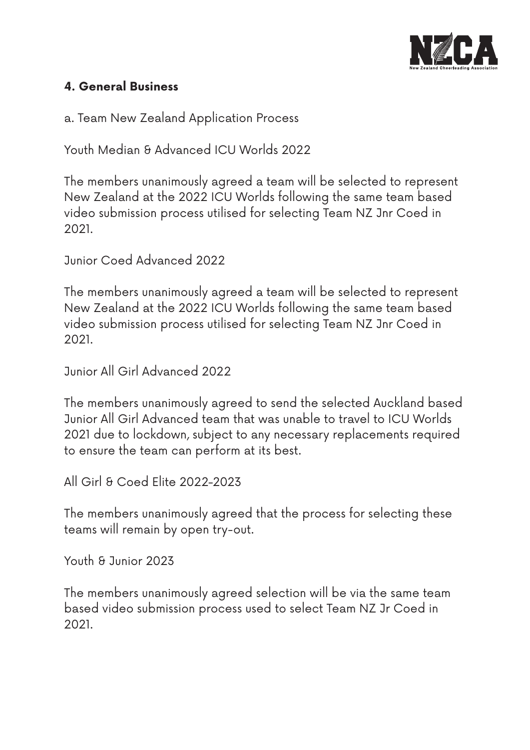## 4. General Business

a. Team New Zealand Application Process

Youth Median & Advanced ICU Worlds 2022

The members unanimously agreed a team will be selected to represent New Zealand at the 2022 ICU Worlds following the same team based video submission process utilised for selecting Team NZ Jnr Coed in 2021.

Junior Coed Advanced 2022

The members unanimously agreed a team will be selected to represent New Zealand at the 2022 ICU Worlds following the same team based video submission process utilised for selecting Team NZ Jnr Coed in 2021.

Junior All Girl Advanced 2022

The members unanimously agreed to send the selected Auckland based Junior All Girl Advanced team that was unable to travel to ICU Worlds 2021 due to lockdown, subject to any necessary replacements required to ensure the team can perform at its best.

All Girl & Coed Elite 2022-2023

The members unanimously agreed that the process for selecting these teams will remain by open try-out.

Youth & Junior 2023

The members unanimously agreed selection will be via the same team based video submission process used to select Team NZ Jr Coed in 2021.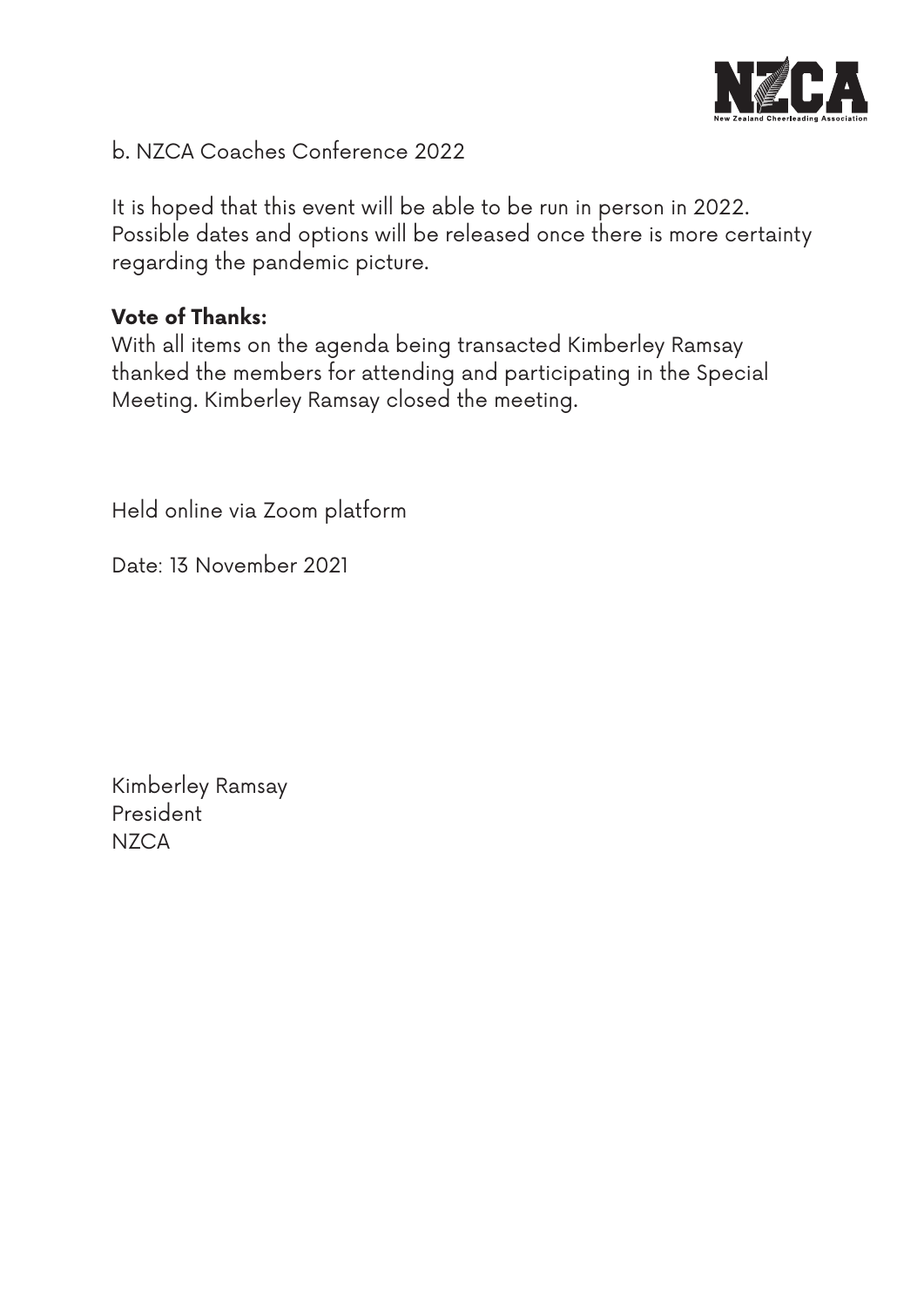b. NZCA Coaches Conference 2022

It is hoped that this event will be able to be run in person in 2022. Possible dates and options will be released once there is more certainty regarding the pandemic picture.

**Vote of Thanks:**
With all items on the agenda being transacted Kimberley Ramsay thanked the members for attending and participating in the Special Meeting. Kimberley Ramsay closed the meeting.

Held online via Zoom platform

Date: 13 November 2021

Kimberley Ramsay
President
NZCA